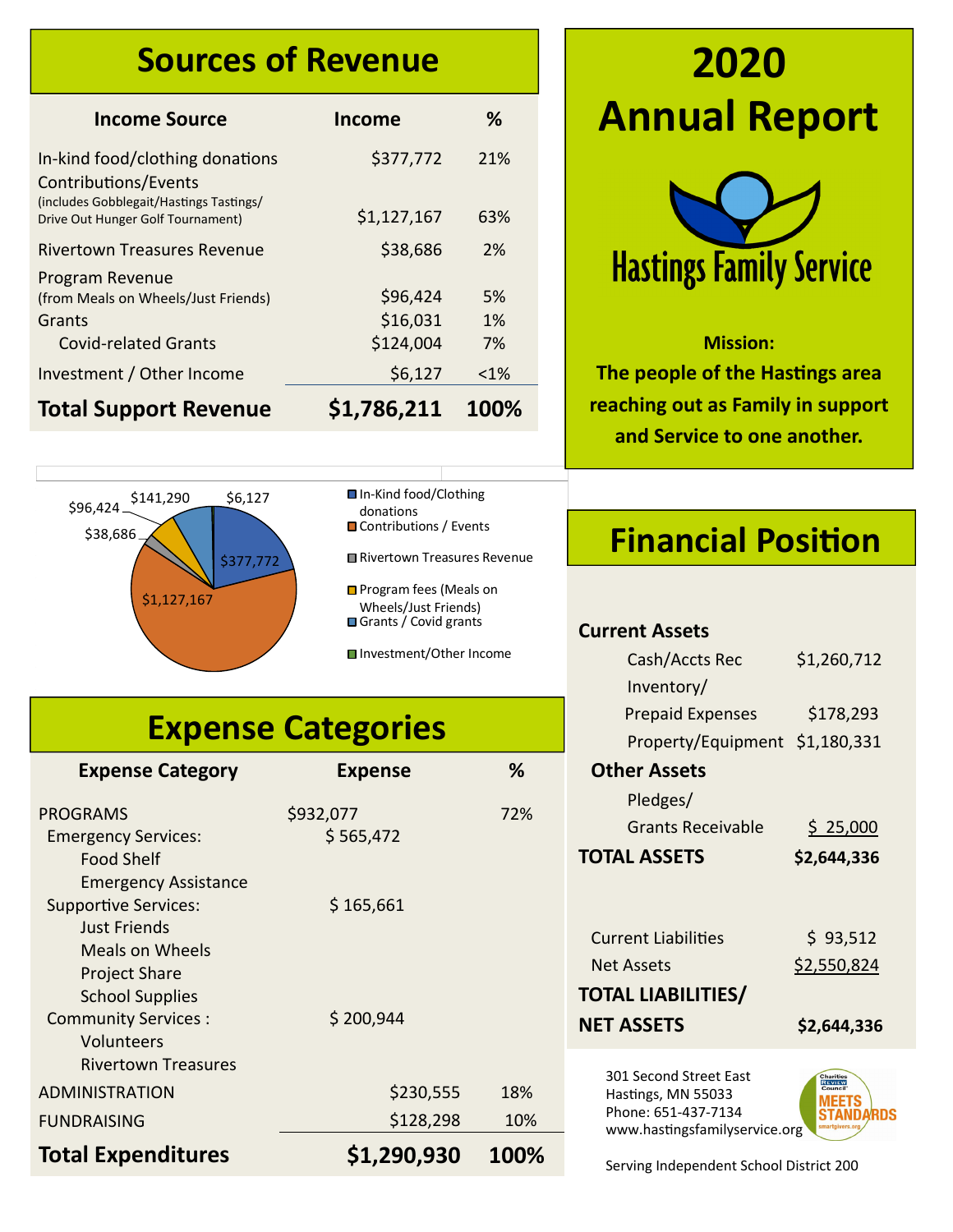# Sources of Revenue

| Income Source | Income | % |
|---|---|---|
| In-kind food/clothing donations | $377,772 | 21% |
| Contributions/Events (includes Gobblegait/Hastings Tastings/ Drive Out Hunger Golf Tournament) | $1,127,167 | 63% |
| Rivertown Treasures Revenue | $38,686 | 2% |
| Program Revenue (from Meals on Wheels/Just Friends) | $96,424 | 5% |
| Grants | $16,031 | 1% |
| Covid-related Grants | $124,004 | 7% |
| Investment / Other Income | $6,127 | <1% |
| **Total Support Revenue** | **$1,786,211** | **100%** |

- In-Kind food/Clothing donations: $377,772
- Contributions / Events: $1,127,167
- Rivertown Treasures Revenue: $38,686
- Program fees (Meals on Wheels/Just Friends): $96,424
- Grants / Covid grants: $141,290
- Investment/Other Income: $6,127

# Expense Categories

| Expense Category | Expense | % |
|---|---|---|
| PROGRAMS | $932,077 | 72% |
| Emergency Services: | $ 565,472 | |
| Food Shelf | | |
| Emergency Assistance | | |
| Supportive Services: | $ 165,661 | |
| Just Friends | | |
| Meals on Wheels | | |
| Project Share | | |
| School Supplies | | |
| Community Services : | $ 200,944 | |
| Volunteers | | |
| Rivertown Treasures | | |
| ADMINISTRATION | $230,555 | 18% |
| FUNDRAISING | $128,298 | 10% |
| **Total Expenditures** | **$1,290,930** | **100%** |

# 2020 Annual Report

Hastings Family Service

**Mission:**
**The people of the Hastings area reaching out as Family in support and Service to one another.**

# Financial Position

| | |
|---|---|
| **Current Assets** | |
| Cash/Accts Rec | $1,260,712 |
| Inventory/ Prepaid Expenses | $178,293 |
| Property/Equipment | $1,180,331 |
| **Other Assets** | |
| Pledges/ Grants Receivable | $ 25,000 |
| **TOTAL ASSETS** | **$2,644,336** |
| Current Liabilities | $ 93,512 |
| Net Assets | $2,550,824 |
| **TOTAL LIABILITIES/ NET ASSETS** | **$2,644,336** |

301 Second Street East
Hastings, MN 55033
Phone: 651-437-7134
www.hastingsfamilyservice.org

Charities Review Council MEETS STANDARDS smartgivers.org

Serving Independent School District 200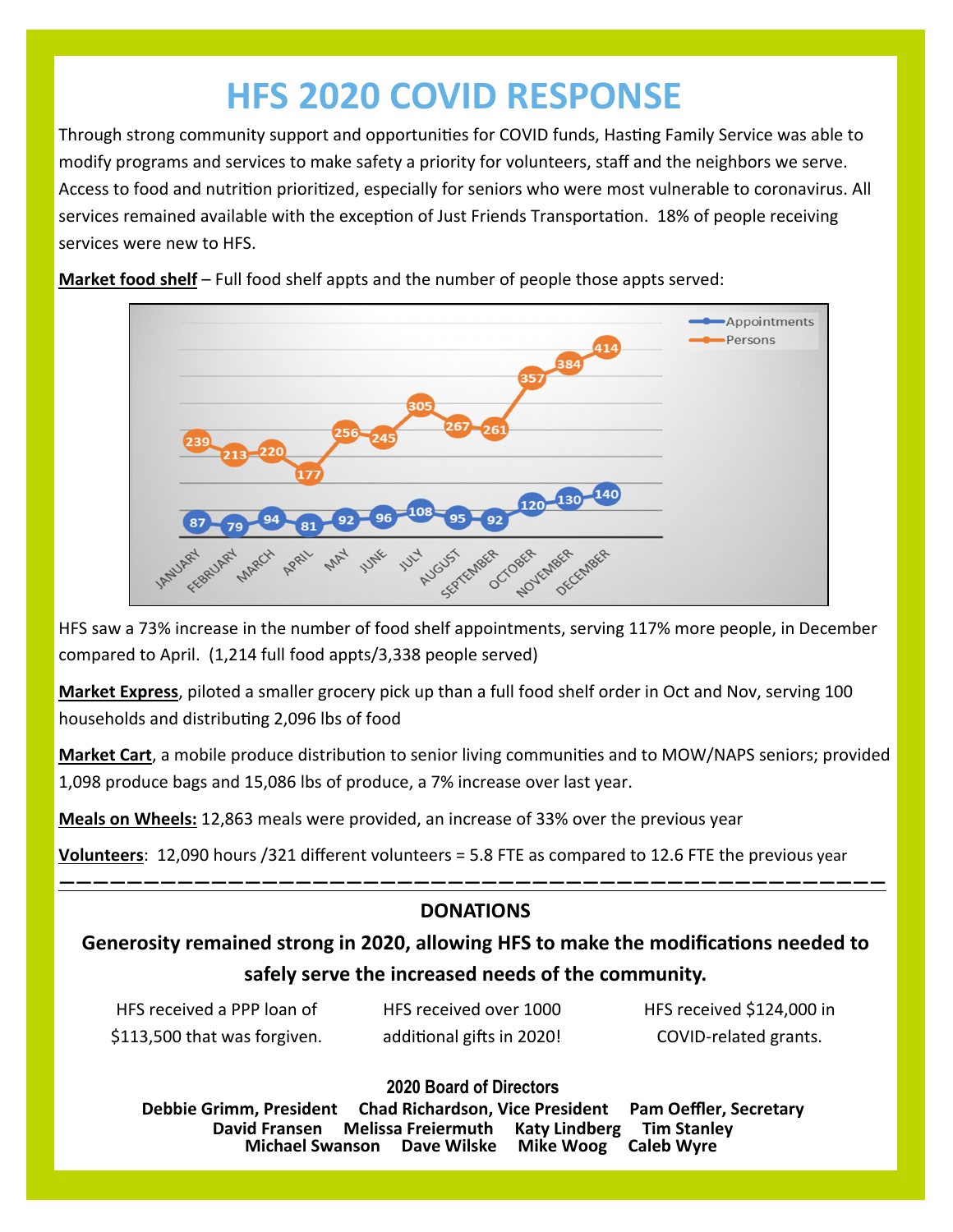# HFS 2020 COVID RESPONSE

Through strong community support and opportunities for COVID funds, Hasting Family Service was able to modify programs and services to make safety a priority for volunteers, staff and the neighbors we serve. Access to food and nutrition prioritized, especially for seniors who were most vulnerable to coronavirus. All services remained available with the exception of Just Friends Transportation. 18% of people receiving services were new to HFS.

**Market food shelf** – Full food shelf appts and the number of people those appts served:

Appointments
Persons

239 213 220 177 256 245 305 267 261 357 384 414

87 79 94 81 92 96 108 95 92 120 130 140

JANUARY FEBRUARY MARCH APRIL MAY JUNE JULY AUGUST SEPTEMBER OCTOBER NOVEMBER DECEMBER

HFS saw a 73% increase in the number of food shelf appointments, serving 117% more people, in December compared to April. (1,214 full food appts/3,338 people served)

**Market Express**, piloted a smaller grocery pick up than a full food shelf order in Oct and Nov, serving 100 households and distributing 2,096 lbs of food

**Market Cart**, a mobile produce distribution to senior living communities and to MOW/NAPS seniors; provided 1,098 produce bags and 15,086 lbs of produce, a 7% increase over last year.

**Meals on Wheels:** 12,863 meals were provided, an increase of 33% over the previous year

**Volunteers**: 12,090 hours /321 different volunteers = 5.8 FTE as compared to 12.6 FTE the previous year

---

## DONATIONS

**Generosity remained strong in 2020, allowing HFS to make the modifications needed to safely serve the increased needs of the community.**

HFS received a PPP loan of $113,500 that was forgiven.

HFS received over 1000 additional gifts in 2020!

HFS received $124,000 in COVID-related grants.

**2020 Board of Directors**

**Debbie Grimm, President Chad Richardson, Vice President Pam Oeffler, Secretary**
**David Fransen Melissa Freiermuth Katy Lindberg Tim Stanley**
**Michael Swanson Dave Wilske Mike Woog Caleb Wyre**